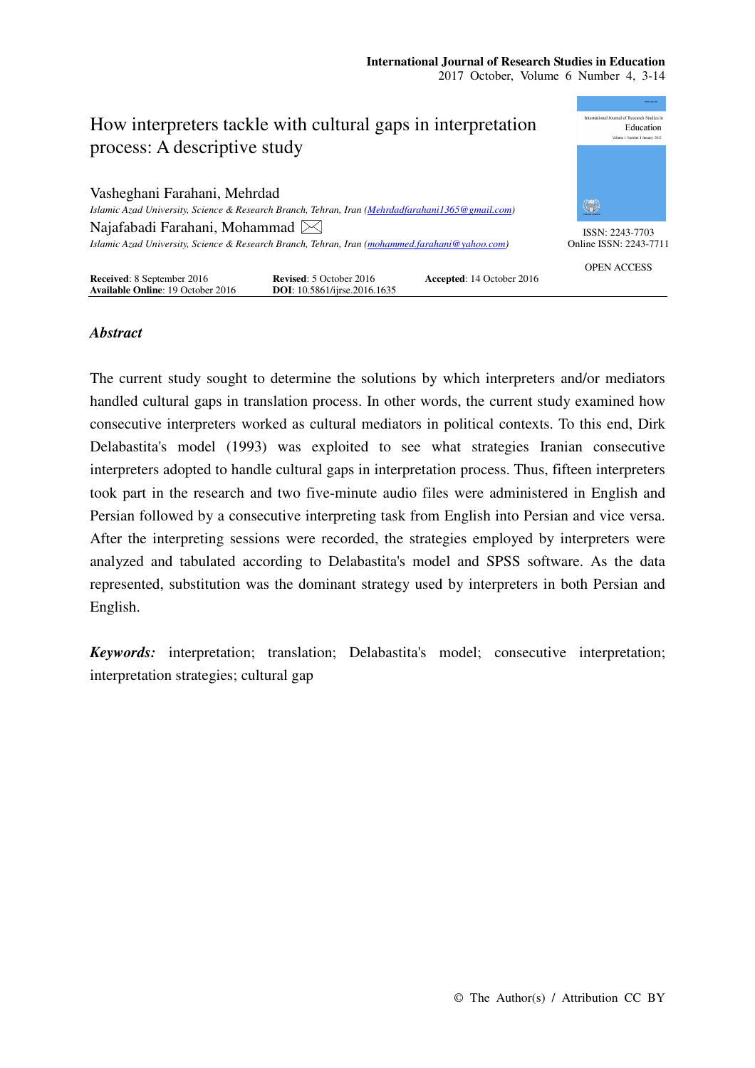# How interpreters tackle with cultural gaps in interpretation process: A descriptive study

Vasheghani Farahani, Mehrdad
*Islamic Azad University, Science & Research Branch, Tehran, Iran (Mehrdadfarahani1365@gmail.com)*

Najafabadi Farahani, Mohammad
*Islamic Azad University, Science & Research Branch, Tehran, Iran (mohammed.farahani@yahoo.com)*

ISSN: 2243-7703
Online ISSN: 2243-7711

OPEN ACCESS

**Received**: 8 September 2016 **Revised**: 5 October 2016 **Accepted**: 14 October 2016
**Available Online**: 19 October 2016 **DOI**: 10.5861/ijrse.2016.1635

## *Abstract*

The current study sought to determine the solutions by which interpreters and/or mediators handled cultural gaps in translation process. In other words, the current study examined how consecutive interpreters worked as cultural mediators in political contexts. To this end, Dirk Delabastita's model (1993) was exploited to see what strategies Iranian consecutive interpreters adopted to handle cultural gaps in interpretation process. Thus, fifteen interpreters took part in the research and two five-minute audio files were administered in English and Persian followed by a consecutive interpreting task from English into Persian and vice versa. After the interpreting sessions were recorded, the strategies employed by interpreters were analyzed and tabulated according to Delabastita's model and SPSS software. As the data represented, substitution was the dominant strategy used by interpreters in both Persian and English.

***Keywords:*** interpretation; translation; Delabastita's model; consecutive interpretation; interpretation strategies; cultural gap

© The Author(s) / Attribution CC BY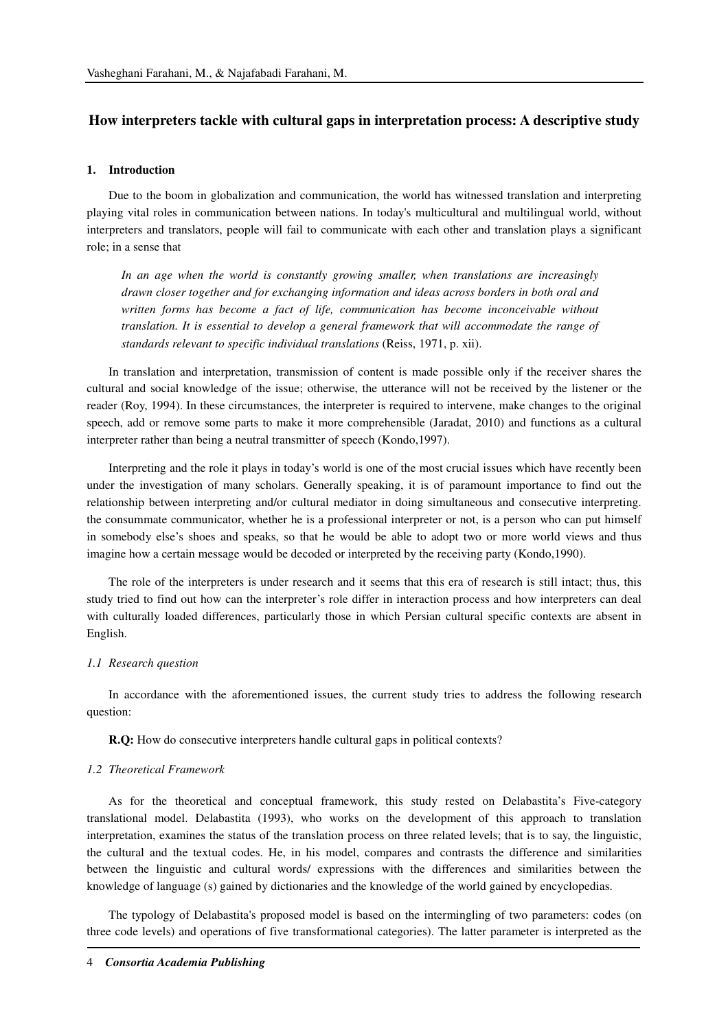## How interpreters tackle with cultural gaps in interpretation process: A descriptive study

### 1. Introduction

Due to the boom in globalization and communication, the world has witnessed translation and interpreting playing vital roles in communication between nations. In today's multicultural and multilingual world, without interpreters and translators, people will fail to communicate with each other and translation plays a significant role; in a sense that

> *In an age when the world is constantly growing smaller, when translations are increasingly drawn closer together and for exchanging information and ideas across borders in both oral and written forms has become a fact of life, communication has become inconceivable without translation. It is essential to develop a general framework that will accommodate the range of standards relevant to specific individual translations* (Reiss, 1971, p. xii).

In translation and interpretation, transmission of content is made possible only if the receiver shares the cultural and social knowledge of the issue; otherwise, the utterance will not be received by the listener or the reader (Roy, 1994). In these circumstances, the interpreter is required to intervene, make changes to the original speech, add or remove some parts to make it more comprehensible (Jaradat, 2010) and functions as a cultural interpreter rather than being a neutral transmitter of speech (Kondo,1997).

Interpreting and the role it plays in today's world is one of the most crucial issues which have recently been under the investigation of many scholars. Generally speaking, it is of paramount importance to find out the relationship between interpreting and/or cultural mediator in doing simultaneous and consecutive interpreting. the consummate communicator, whether he is a professional interpreter or not, is a person who can put himself in somebody else's shoes and speaks, so that he would be able to adopt two or more world views and thus imagine how a certain message would be decoded or interpreted by the receiving party (Kondo,1990).

The role of the interpreters is under research and it seems that this era of research is still intact; thus, this study tried to find out how can the interpreter's role differ in interaction process and how interpreters can deal with culturally loaded differences, particularly those in which Persian cultural specific contexts are absent in English.

#### *1.1 Research question*

In accordance with the aforementioned issues, the current study tries to address the following research question:

**R.Q:** How do consecutive interpreters handle cultural gaps in political contexts?

#### *1.2 Theoretical Framework*

As for the theoretical and conceptual framework, this study rested on Delabastita's Five-category translational model. Delabastita (1993), who works on the development of this approach to translation interpretation, examines the status of the translation process on three related levels; that is to say, the linguistic, the cultural and the textual codes. He, in his model, compares and contrasts the difference and similarities between the linguistic and cultural words/ expressions with the differences and similarities between the knowledge of language (s) gained by dictionaries and the knowledge of the world gained by encyclopedias.

The typology of Delabastita's proposed model is based on the intermingling of two parameters: codes (on three code levels) and operations of five transformational categories). The latter parameter is interpreted as the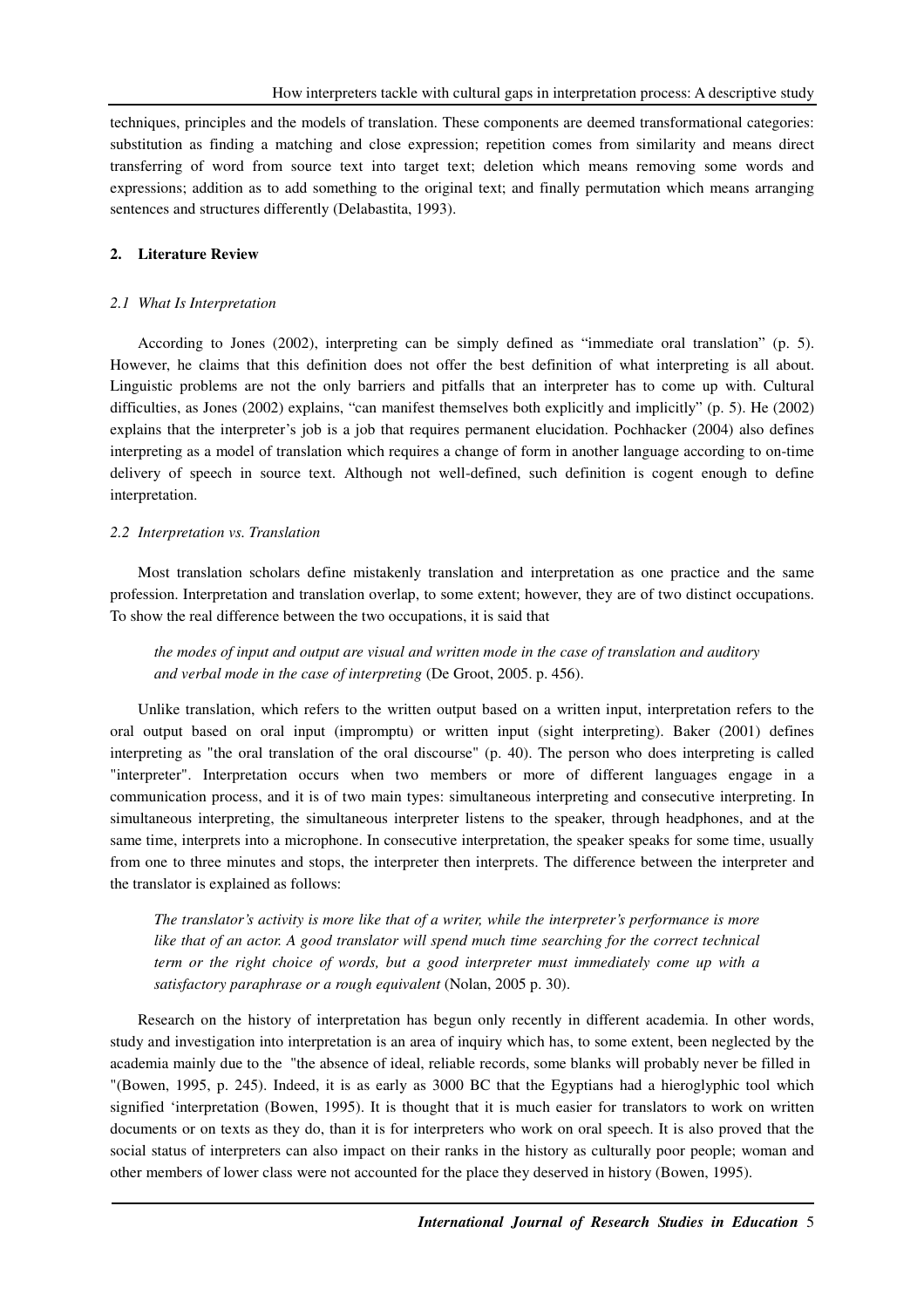techniques, principles and the models of translation. These components are deemed transformational categories: substitution as finding a matching and close expression; repetition comes from similarity and means direct transferring of word from source text into target text; deletion which means removing some words and expressions; addition as to add something to the original text; and finally permutation which means arranging sentences and structures differently (Delabastita, 1993).

## 2. Literature Review

### *2.1 What Is Interpretation*

According to Jones (2002), interpreting can be simply defined as “immediate oral translation” (p. 5). However, he claims that this definition does not offer the best definition of what interpreting is all about. Linguistic problems are not the only barriers and pitfalls that an interpreter has to come up with. Cultural difficulties, as Jones (2002) explains, “can manifest themselves both explicitly and implicitly” (p. 5). He (2002) explains that the interpreter’s job is a job that requires permanent elucidation. Pochhacker (2004) also defines interpreting as a model of translation which requires a change of form in another language according to on-time delivery of speech in source text. Although not well-defined, such definition is cogent enough to define interpretation.

### *2.2 Interpretation vs. Translation*

Most translation scholars define mistakenly translation and interpretation as one practice and the same profession. Interpretation and translation overlap, to some extent; however, they are of two distinct occupations. To show the real difference between the two occupations, it is said that

> *the modes of input and output are visual and written mode in the case of translation and auditory and verbal mode in the case of interpreting* (De Groot, 2005. p. 456).

Unlike translation, which refers to the written output based on a written input, interpretation refers to the oral output based on oral input (impromptu) or written input (sight interpreting). Baker (2001) defines interpreting as "the oral translation of the oral discourse" (p. 40). The person who does interpreting is called "interpreter". Interpretation occurs when two members or more of different languages engage in a communication process, and it is of two main types: simultaneous interpreting and consecutive interpreting. In simultaneous interpreting, the simultaneous interpreter listens to the speaker, through headphones, and at the same time, interprets into a microphone. In consecutive interpretation, the speaker speaks for some time, usually from one to three minutes and stops, the interpreter then interprets. The difference between the interpreter and the translator is explained as follows:

> *The translator’s activity is more like that of a writer, while the interpreter’s performance is more like that of an actor. A good translator will spend much time searching for the correct technical term or the right choice of words, but a good interpreter must immediately come up with a satisfactory paraphrase or a rough equivalent* (Nolan, 2005 p. 30).

Research on the history of interpretation has begun only recently in different academia. In other words, study and investigation into interpretation is an area of inquiry which has, to some extent, been neglected by the academia mainly due to the "the absence of ideal, reliable records, some blanks will probably never be filled in "(Bowen, 1995, p. 245). Indeed, it is as early as 3000 BC that the Egyptians had a hieroglyphic tool which signified ‘interpretation (Bowen, 1995). It is thought that it is much easier for translators to work on written documents or on texts as they do, than it is for interpreters who work on oral speech. It is also proved that the social status of interpreters can also impact on their ranks in the history as culturally poor people; woman and other members of lower class were not accounted for the place they deserved in history (Bowen, 1995).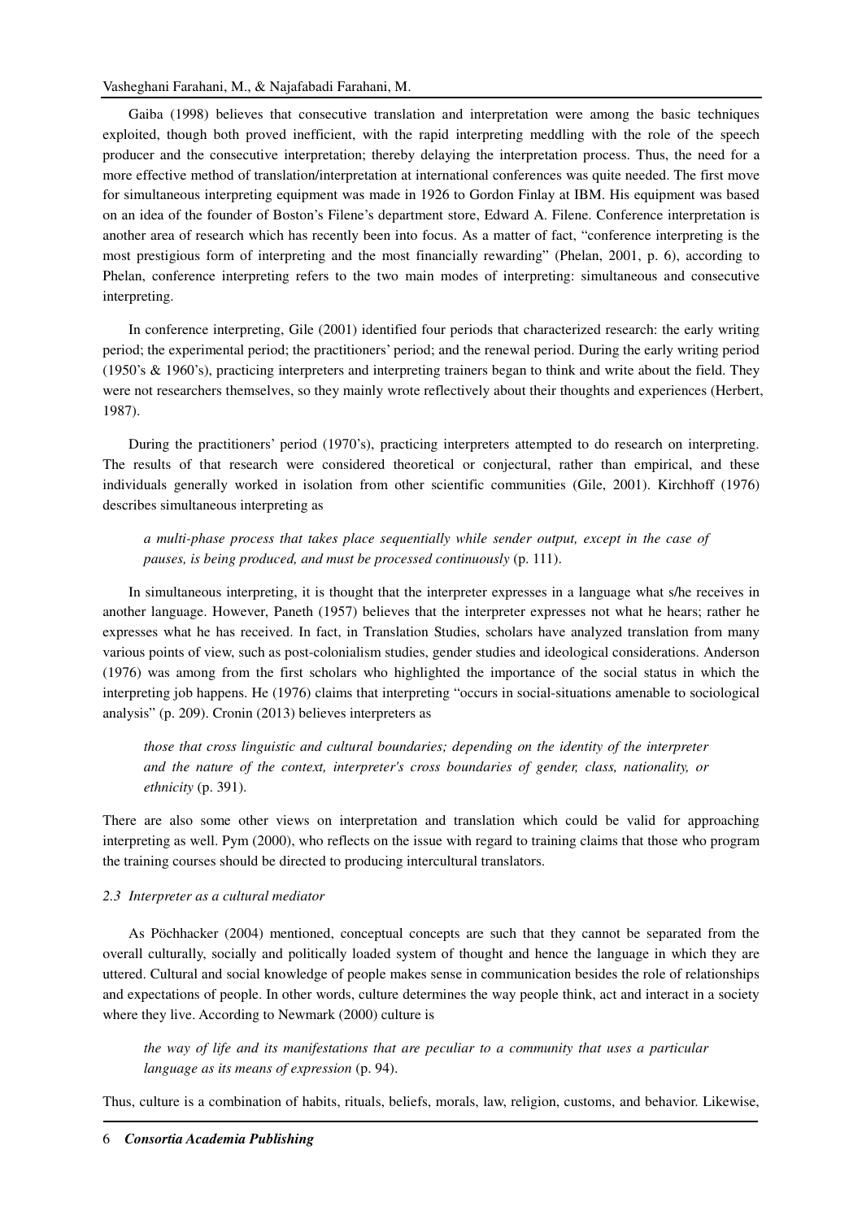Gaiba (1998) believes that consecutive translation and interpretation were among the basic techniques exploited, though both proved inefficient, with the rapid interpreting meddling with the role of the speech producer and the consecutive interpretation; thereby delaying the interpretation process. Thus, the need for a more effective method of translation/interpretation at international conferences was quite needed. The first move for simultaneous interpreting equipment was made in 1926 to Gordon Finlay at IBM. His equipment was based on an idea of the founder of Boston's Filene's department store, Edward A. Filene. Conference interpretation is another area of research which has recently been into focus. As a matter of fact, "conference interpreting is the most prestigious form of interpreting and the most financially rewarding" (Phelan, 2001, p. 6), according to Phelan, conference interpreting refers to the two main modes of interpreting: simultaneous and consecutive interpreting.

In conference interpreting, Gile (2001) identified four periods that characterized research: the early writing period; the experimental period; the practitioners' period; and the renewal period. During the early writing period (1950's & 1960's), practicing interpreters and interpreting trainers began to think and write about the field. They were not researchers themselves, so they mainly wrote reflectively about their thoughts and experiences (Herbert, 1987).

During the practitioners' period (1970's), practicing interpreters attempted to do research on interpreting. The results of that research were considered theoretical or conjectural, rather than empirical, and these individuals generally worked in isolation from other scientific communities (Gile, 2001). Kirchhoff (1976) describes simultaneous interpreting as

> *a multi-phase process that takes place sequentially while sender output, except in the case of pauses, is being produced, and must be processed continuously* (p. 111).

In simultaneous interpreting, it is thought that the interpreter expresses in a language what s/he receives in another language. However, Paneth (1957) believes that the interpreter expresses not what he hears; rather he expresses what he has received. In fact, in Translation Studies, scholars have analyzed translation from many various points of view, such as post-colonialism studies, gender studies and ideological considerations. Anderson (1976) was among from the first scholars who highlighted the importance of the social status in which the interpreting job happens. He (1976) claims that interpreting "occurs in social-situations amenable to sociological analysis" (p. 209). Cronin (2013) believes interpreters as

> *those that cross linguistic and cultural boundaries; depending on the identity of the interpreter and the nature of the context, interpreter's cross boundaries of gender, class, nationality, or ethnicity* (p. 391).

There are also some other views on interpretation and translation which could be valid for approaching interpreting as well. Pym (2000), who reflects on the issue with regard to training claims that those who program the training courses should be directed to producing intercultural translators.

### *2.3 Interpreter as a cultural mediator*

As Pöchhacker (2004) mentioned, conceptual concepts are such that they cannot be separated from the overall culturally, socially and politically loaded system of thought and hence the language in which they are uttered. Cultural and social knowledge of people makes sense in communication besides the role of relationships and expectations of people. In other words, culture determines the way people think, act and interact in a society where they live. According to Newmark (2000) culture is

> *the way of life and its manifestations that are peculiar to a community that uses a particular language as its means of expression* (p. 94).

Thus, culture is a combination of habits, rituals, beliefs, morals, law, religion, customs, and behavior. Likewise,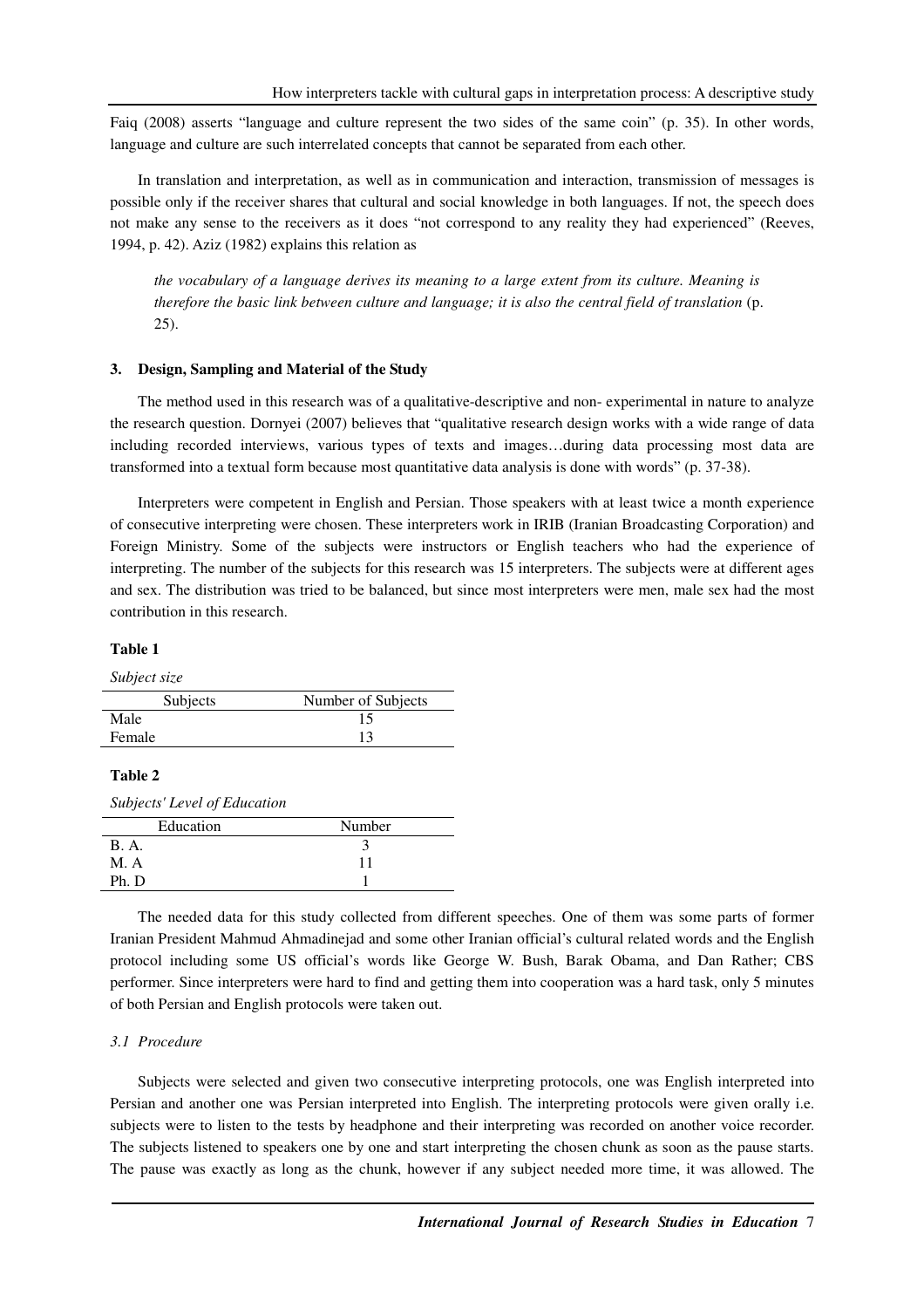Faiq (2008) asserts "language and culture represent the two sides of the same coin" (p. 35). In other words, language and culture are such interrelated concepts that cannot be separated from each other.

In translation and interpretation, as well as in communication and interaction, transmission of messages is possible only if the receiver shares that cultural and social knowledge in both languages. If not, the speech does not make any sense to the receivers as it does "not correspond to any reality they had experienced" (Reeves, 1994, p. 42). Aziz (1982) explains this relation as

> *the vocabulary of a language derives its meaning to a large extent from its culture. Meaning is therefore the basic link between culture and language; it is also the central field of translation* (p. 25).

### 3. Design, Sampling and Material of the Study

The method used in this research was of a qualitative-descriptive and non- experimental in nature to analyze the research question. Dornyei (2007) believes that "qualitative research design works with a wide range of data including recorded interviews, various types of texts and images…during data processing most data are transformed into a textual form because most quantitative data analysis is done with words" (p. 37-38).

Interpreters were competent in English and Persian. Those speakers with at least twice a month experience of consecutive interpreting were chosen. These interpreters work in IRIB (Iranian Broadcasting Corporation) and Foreign Ministry. Some of the subjects were instructors or English teachers who had the experience of interpreting. The number of the subjects for this research was 15 interpreters. The subjects were at different ages and sex. The distribution was tried to be balanced, but since most interpreters were men, male sex had the most contribution in this research.

**Table 1**

*Subject size*

| Subjects | Number of Subjects |
|---|---|
| Male | 15 |
| Female | 13 |

**Table 2**

*Subjects' Level of Education*

| Education | Number |
|---|---|
| B. A. | 3 |
| M. A | 11 |
| Ph. D | 1 |

The needed data for this study collected from different speeches. One of them was some parts of former Iranian President Mahmud Ahmadinejad and some other Iranian official's cultural related words and the English protocol including some US official's words like George W. Bush, Barak Obama, and Dan Rather; CBS performer. Since interpreters were hard to find and getting them into cooperation was a hard task, only 5 minutes of both Persian and English protocols were taken out.

#### *3.1 Procedure*

Subjects were selected and given two consecutive interpreting protocols, one was English interpreted into Persian and another one was Persian interpreted into English. The interpreting protocols were given orally i.e. subjects were to listen to the tests by headphone and their interpreting was recorded on another voice recorder. The subjects listened to speakers one by one and start interpreting the chosen chunk as soon as the pause starts. The pause was exactly as long as the chunk, however if any subject needed more time, it was allowed. The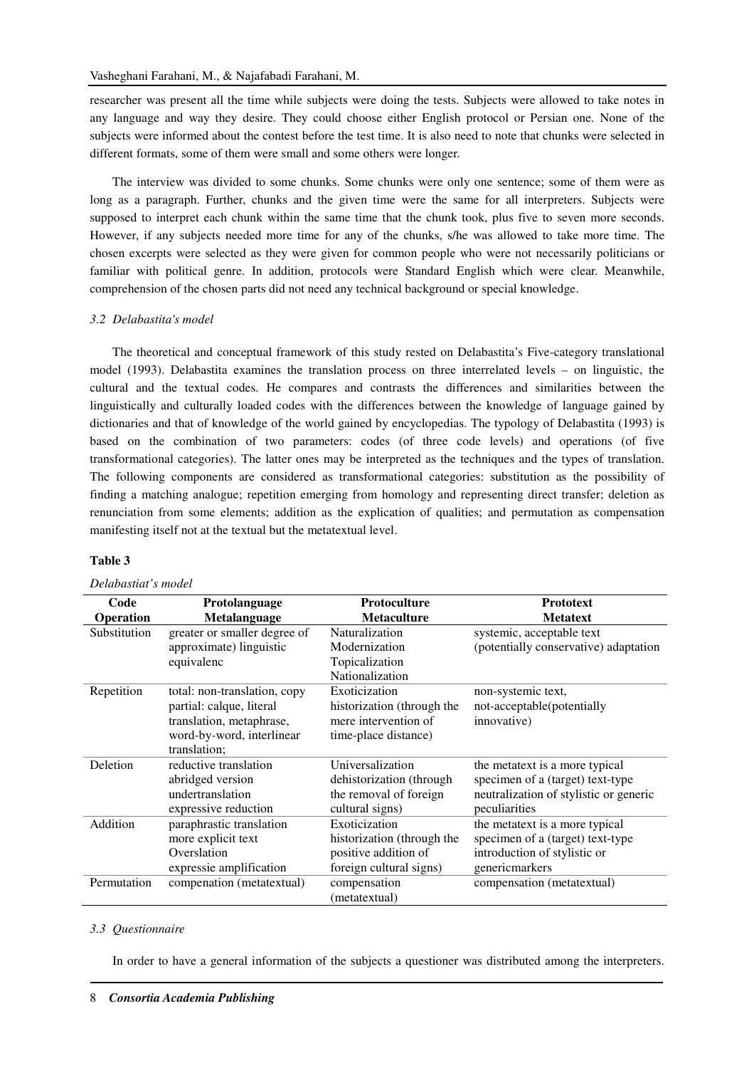researcher was present all the time while subjects were doing the tests. Subjects were allowed to take notes in any language and way they desire. They could choose either English protocol or Persian one. None of the subjects were informed about the contest before the test time. It is also need to note that chunks were selected in different formats, some of them were small and some others were longer.

The interview was divided to some chunks. Some chunks were only one sentence; some of them were as long as a paragraph. Further, chunks and the given time were the same for all interpreters. Subjects were supposed to interpret each chunk within the same time that the chunk took, plus five to seven more seconds. However, if any subjects needed more time for any of the chunks, s/he was allowed to take more time. The chosen excerpts were selected as they were given for common people who were not necessarily politicians or familiar with political genre. In addition, protocols were Standard English which were clear. Meanwhile, comprehension of the chosen parts did not need any technical background or special knowledge.

### *3.2 Delabastita's model*

The theoretical and conceptual framework of this study rested on Delabastita's Five-category translational model (1993). Delabastita examines the translation process on three interrelated levels – on linguistic, the cultural and the textual codes. He compares and contrasts the differences and similarities between the linguistically and culturally loaded codes with the differences between the knowledge of language gained by dictionaries and that of knowledge of the world gained by encyclopedias. The typology of Delabastita (1993) is based on the combination of two parameters: codes (of three code levels) and operations (of five transformational categories). The latter ones may be interpreted as the techniques and the types of translation. The following components are considered as transformational categories: substitution as the possibility of finding a matching analogue; repetition emerging from homology and representing direct transfer; deletion as renunciation from some elements; addition as the explication of qualities; and permutation as compensation manifesting itself not at the textual but the metatextual level.

**Table 3**

*Delabastiat's model*

| Code<br>Operation | Protolanguage<br>Metalanguage | Protoculture<br>Metaculture | Prototext<br>Metatext |
|---|---|---|---|
| Substitution | greater or smaller degree of approximate) linguistic equivalenc | Naturalization<br>Modernization<br>Topicalization<br>Nationalization | systemic, acceptable text (potentially conservative) adaptation |
| Repetition | total: non-translation, copy<br>partial: calque, literal translation, metaphrase, word-by-word, interlinear translation; | Exoticization<br>historization (through the mere intervention of time-place distance) | non-systemic text, not-acceptable(potentially innovative) |
| Deletion | reductive translation<br>abridged version<br>undertranslation<br>expressive reduction | Universalization<br>dehistorization (through the removal of foreign cultural signs) | the metatext is a more typical specimen of a (target) text-type neutralization of stylistic or generic peculiarities |
| Addition | paraphrastic translation<br>more explicit text<br>Overslation<br>expressie amplification | Exoticization<br>historization (through the positive addition of foreign cultural signs) | the metatext is a more typical specimen of a (target) text-type introduction of stylistic or genericmarkers |
| Permutation | compenation (metatextual) | compensation (metatextual) | compensation (metatextual) |

### *3.3 Questionnaire*

In order to have a general information of the subjects a questioner was distributed among the interpreters.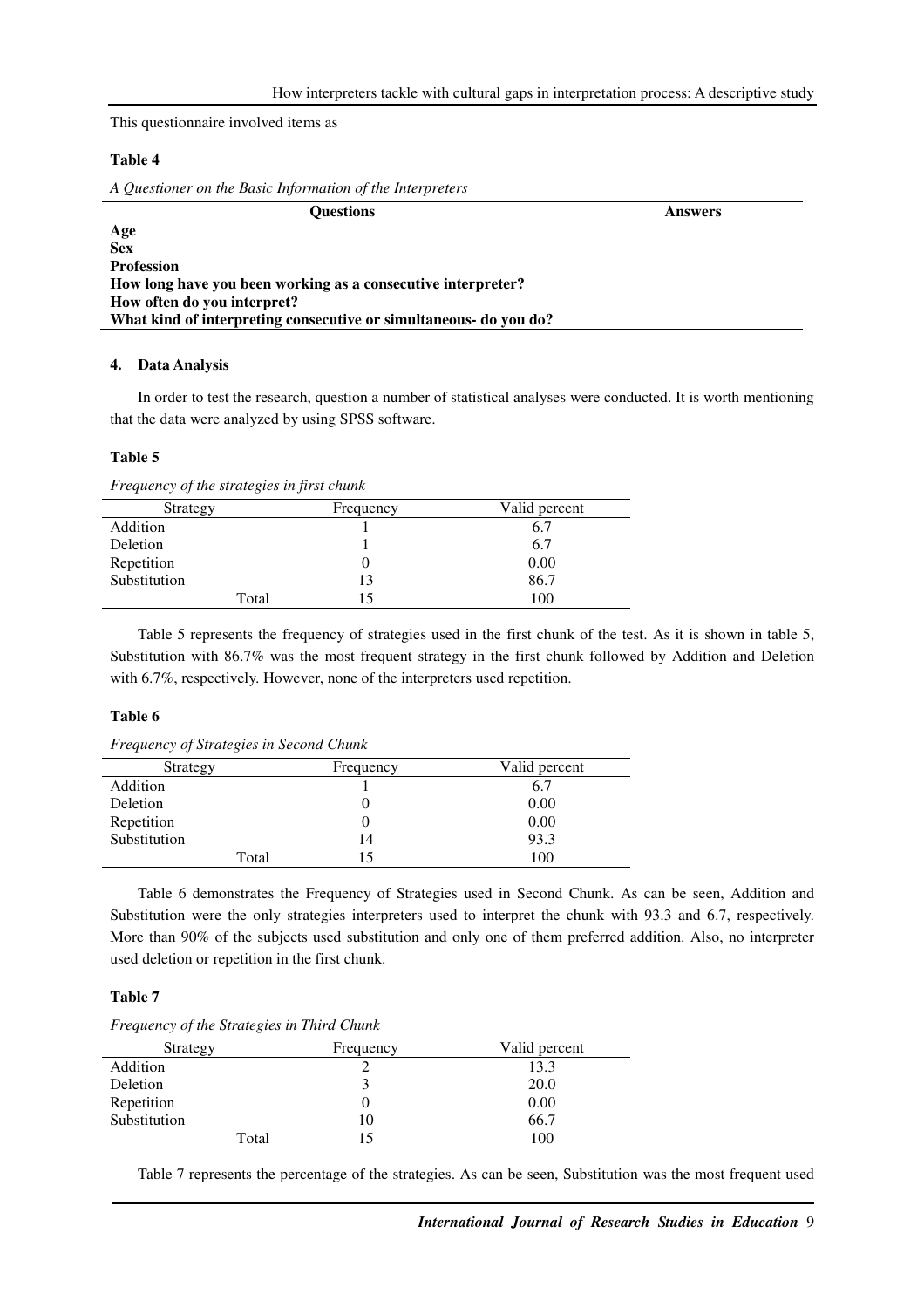This questionnaire involved items as

**Table 4**

*A Questioner on the Basic Information of the Interpreters*

| Questions | Answers |
|---|---|
| **Age** | |
| **Sex** | |
| **Profession** | |
| **How long have you been working as a consecutive interpreter?** | |
| **How often do you interpret?** | |
| **What kind of interpreting consecutive or simultaneous- do you do?** | |

## 4. Data Analysis

In order to test the research, question a number of statistical analyses were conducted. It is worth mentioning that the data were analyzed by using SPSS software.

**Table 5**

*Frequency of the strategies in first chunk*

| Strategy | Frequency | Valid percent |
|---|---|---|
| Addition | 1 | 6.7 |
| Deletion | 1 | 6.7 |
| Repetition | 0 | 0.00 |
| Substitution | 13 | 86.7 |
| Total | 15 | 100 |

Table 5 represents the frequency of strategies used in the first chunk of the test. As it is shown in table 5, Substitution with 86.7% was the most frequent strategy in the first chunk followed by Addition and Deletion with 6.7%, respectively. However, none of the interpreters used repetition.

**Table 6**

*Frequency of Strategies in Second Chunk*

| Strategy | Frequency | Valid percent |
|---|---|---|
| Addition | 1 | 6.7 |
| Deletion | 0 | 0.00 |
| Repetition | 0 | 0.00 |
| Substitution | 14 | 93.3 |
| Total | 15 | 100 |

Table 6 demonstrates the Frequency of Strategies used in Second Chunk. As can be seen, Addition and Substitution were the only strategies interpreters used to interpret the chunk with 93.3 and 6.7, respectively. More than 90% of the subjects used substitution and only one of them preferred addition. Also, no interpreter used deletion or repetition in the first chunk.

**Table 7**

*Frequency of the Strategies in Third Chunk*

| Strategy | Frequency | Valid percent |
|---|---|---|
| Addition | 2 | 13.3 |
| Deletion | 3 | 20.0 |
| Repetition | 0 | 0.00 |
| Substitution | 10 | 66.7 |
| Total | 15 | 100 |

Table 7 represents the percentage of the strategies. As can be seen, Substitution was the most frequent used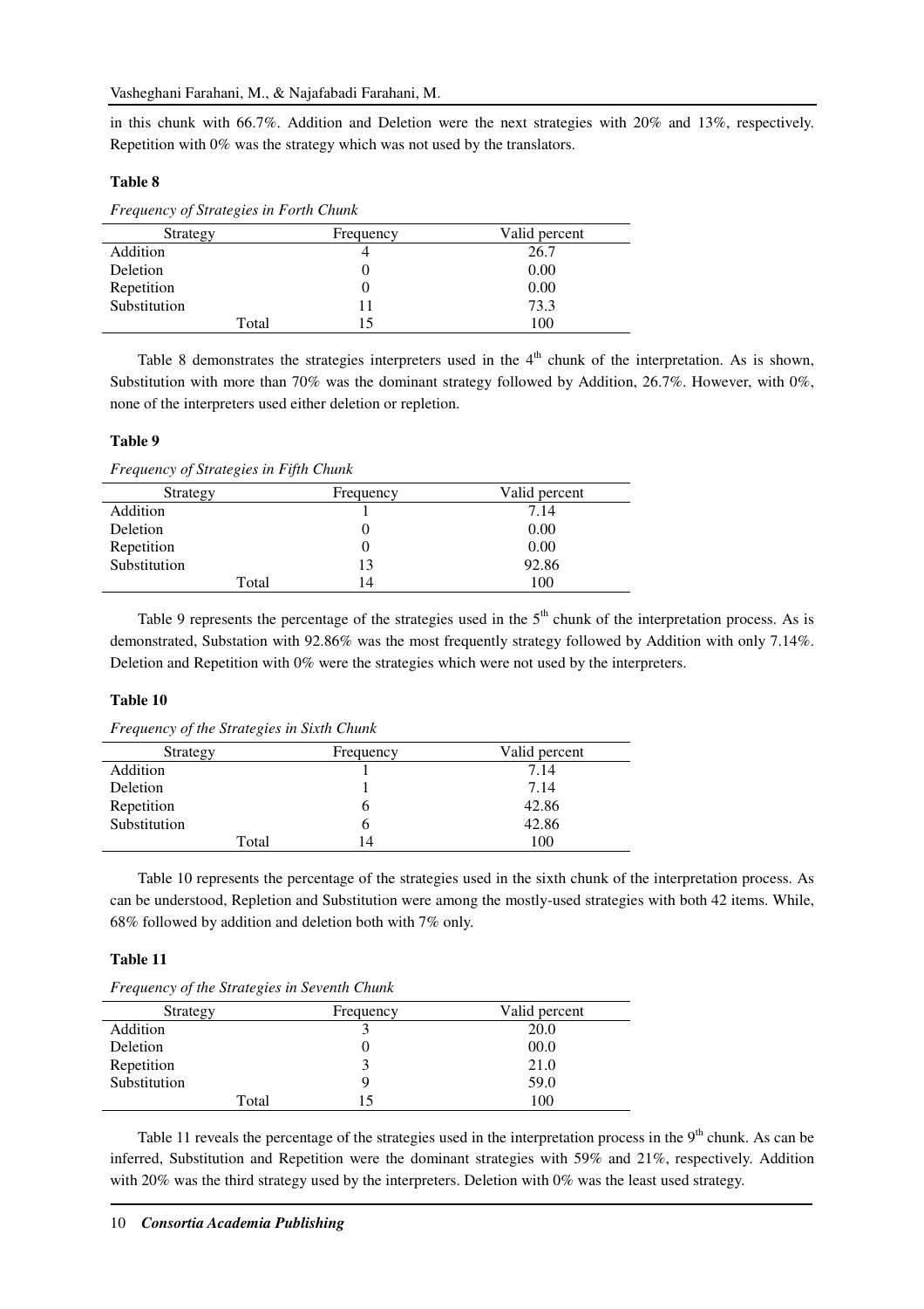in this chunk with 66.7%. Addition and Deletion were the next strategies with 20% and 13%, respectively. Repetition with 0% was the strategy which was not used by the translators.

**Table 8**

*Frequency of Strategies in Forth Chunk*

| Strategy | Frequency | Valid percent |
|---|---|---|
| Addition | 4 | 26.7 |
| Deletion | 0 | 0.00 |
| Repetition | 0 | 0.00 |
| Substitution | 11 | 73.3 |
| Total | 15 | 100 |

Table 8 demonstrates the strategies interpreters used in the 4th chunk of the interpretation. As is shown, Substitution with more than 70% was the dominant strategy followed by Addition, 26.7%. However, with 0%, none of the interpreters used either deletion or repletion.

**Table 9**

*Frequency of Strategies in Fifth Chunk*

| Strategy | Frequency | Valid percent |
|---|---|---|
| Addition | 1 | 7.14 |
| Deletion | 0 | 0.00 |
| Repetition | 0 | 0.00 |
| Substitution | 13 | 92.86 |
| Total | 14 | 100 |

Table 9 represents the percentage of the strategies used in the 5th chunk of the interpretation process. As is demonstrated, Substation with 92.86% was the most frequently strategy followed by Addition with only 7.14%. Deletion and Repetition with 0% were the strategies which were not used by the interpreters.

**Table 10**

*Frequency of the Strategies in Sixth Chunk*

| Strategy | Frequency | Valid percent |
|---|---|---|
| Addition | 1 | 7.14 |
| Deletion | 1 | 7.14 |
| Repetition | 6 | 42.86 |
| Substitution | 6 | 42.86 |
| Total | 14 | 100 |

Table 10 represents the percentage of the strategies used in the sixth chunk of the interpretation process. As can be understood, Repletion and Substitution were among the mostly-used strategies with both 42 items. While, 68% followed by addition and deletion both with 7% only.

**Table 11**

*Frequency of the Strategies in Seventh Chunk*

| Strategy | Frequency | Valid percent |
|---|---|---|
| Addition | 3 | 20.0 |
| Deletion | 0 | 00.0 |
| Repetition | 3 | 21.0 |
| Substitution | 9 | 59.0 |
| Total | 15 | 100 |

Table 11 reveals the percentage of the strategies used in the interpretation process in the 9th chunk. As can be inferred, Substitution and Repetition were the dominant strategies with 59% and 21%, respectively. Addition with 20% was the third strategy used by the interpreters. Deletion with 0% was the least used strategy.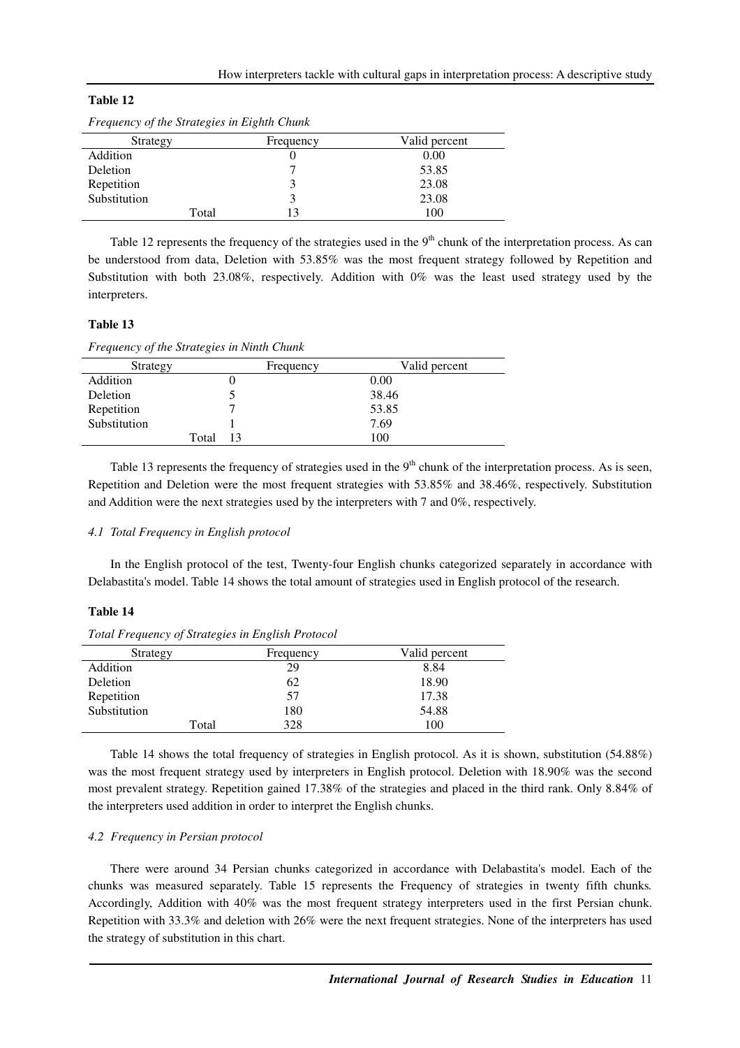**Table 12**

*Frequency of the Strategies in Eighth Chunk*

| Strategy | Frequency | Valid percent |
|---|---|---|
| Addition | 0 | 0.00 |
| Deletion | 7 | 53.85 |
| Repetition | 3 | 23.08 |
| Substitution | 3 | 23.08 |
| Total | 13 | 100 |

Table 12 represents the frequency of the strategies used in the 9th chunk of the interpretation process. As can be understood from data, Deletion with 53.85% was the most frequent strategy followed by Repetition and Substitution with both 23.08%, respectively. Addition with 0% was the least used strategy used by the interpreters.

**Table 13**

*Frequency of the Strategies in Ninth Chunk*

| Strategy | Frequency | Valid percent |
|---|---|---|
| Addition | 0 | 0.00 |
| Deletion | 5 | 38.46 |
| Repetition | 7 | 53.85 |
| Substitution | 1 | 7.69 |
| Total | 13 | 100 |

Table 13 represents the frequency of strategies used in the 9th chunk of the interpretation process. As is seen, Repetition and Deletion were the most frequent strategies with 53.85% and 38.46%, respectively. Substitution and Addition were the next strategies used by the interpreters with 7 and 0%, respectively.

### *4.1 Total Frequency in English protocol*

In the English protocol of the test, Twenty-four English chunks categorized separately in accordance with Delabastita's model. Table 14 shows the total amount of strategies used in English protocol of the research.

**Table 14**

*Total Frequency of Strategies in English Protocol*

| Strategy | Frequency | Valid percent |
|---|---|---|
| Addition | 29 | 8.84 |
| Deletion | 62 | 18.90 |
| Repetition | 57 | 17.38 |
| Substitution | 180 | 54.88 |
| Total | 328 | 100 |

Table 14 shows the total frequency of strategies in English protocol. As it is shown, substitution (54.88%) was the most frequent strategy used by interpreters in English protocol. Deletion with 18.90% was the second most prevalent strategy. Repetition gained 17.38% of the strategies and placed in the third rank. Only 8.84% of the interpreters used addition in order to interpret the English chunks.

### *4.2 Frequency in Persian protocol*

There were around 34 Persian chunks categorized in accordance with Delabastita's model. Each of the chunks was measured separately. Table 15 represents the Frequency of strategies in twenty fifth chunks. Accordingly, Addition with 40% was the most frequent strategy interpreters used in the first Persian chunk. Repetition with 33.3% and deletion with 26% were the next frequent strategies. None of the interpreters has used the strategy of substitution in this chart.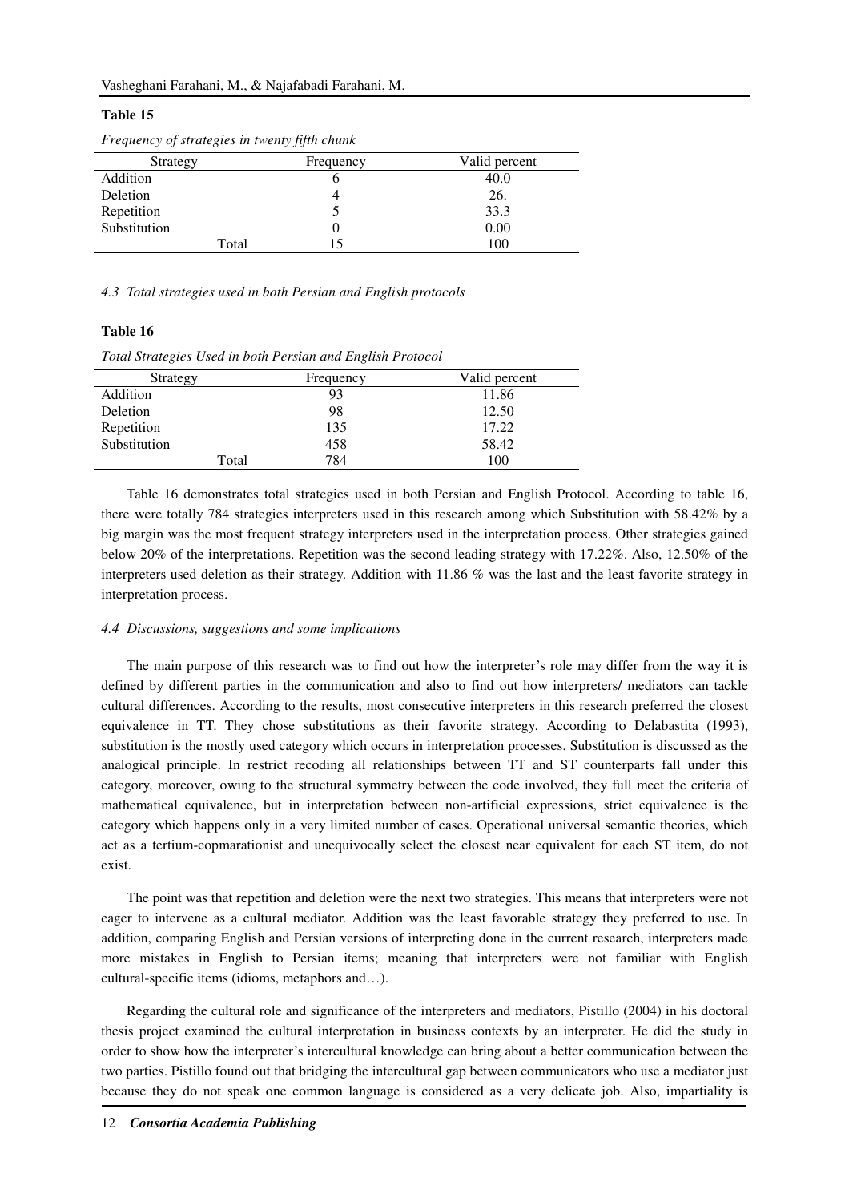**Table 15**

*Frequency of strategies in twenty fifth chunk*

| Strategy | Frequency | Valid percent |
|---|---|---|
| Addition | 6 | 40.0 |
| Deletion | 4 | 26. |
| Repetition | 5 | 33.3 |
| Substitution | 0 | 0.00 |
| Total | 15 | 100 |

*4.3 Total strategies used in both Persian and English protocols*

**Table 16**

*Total Strategies Used in both Persian and English Protocol*

| Strategy | Frequency | Valid percent |
|---|---|---|
| Addition | 93 | 11.86 |
| Deletion | 98 | 12.50 |
| Repetition | 135 | 17.22 |
| Substitution | 458 | 58.42 |
| Total | 784 | 100 |

Table 16 demonstrates total strategies used in both Persian and English Protocol. According to table 16, there were totally 784 strategies interpreters used in this research among which Substitution with 58.42% by a big margin was the most frequent strategy interpreters used in the interpretation process. Other strategies gained below 20% of the interpretations. Repetition was the second leading strategy with 17.22%. Also, 12.50% of the interpreters used deletion as their strategy. Addition with 11.86 % was the last and the least favorite strategy in interpretation process.

*4.4 Discussions, suggestions and some implications*

The main purpose of this research was to find out how the interpreter's role may differ from the way it is defined by different parties in the communication and also to find out how interpreters/ mediators can tackle cultural differences. According to the results, most consecutive interpreters in this research preferred the closest equivalence in TT. They chose substitutions as their favorite strategy. According to Delabastita (1993), substitution is the mostly used category which occurs in interpretation processes. Substitution is discussed as the analogical principle. In restrict recoding all relationships between TT and ST counterparts fall under this category, moreover, owing to the structural symmetry between the code involved, they full meet the criteria of mathematical equivalence, but in interpretation between non-artificial expressions, strict equivalence is the category which happens only in a very limited number of cases. Operational universal semantic theories, which act as a tertium-copmarationist and unequivocally select the closest near equivalent for each ST item, do not exist.

The point was that repetition and deletion were the next two strategies. This means that interpreters were not eager to intervene as a cultural mediator. Addition was the least favorable strategy they preferred to use. In addition, comparing English and Persian versions of interpreting done in the current research, interpreters made more mistakes in English to Persian items; meaning that interpreters were not familiar with English cultural-specific items (idioms, metaphors and…).

Regarding the cultural role and significance of the interpreters and mediators, Pistillo (2004) in his doctoral thesis project examined the cultural interpretation in business contexts by an interpreter. He did the study in order to show how the interpreter's intercultural knowledge can bring about a better communication between the two parties. Pistillo found out that bridging the intercultural gap between communicators who use a mediator just because they do not speak one common language is considered as a very delicate job. Also, impartiality is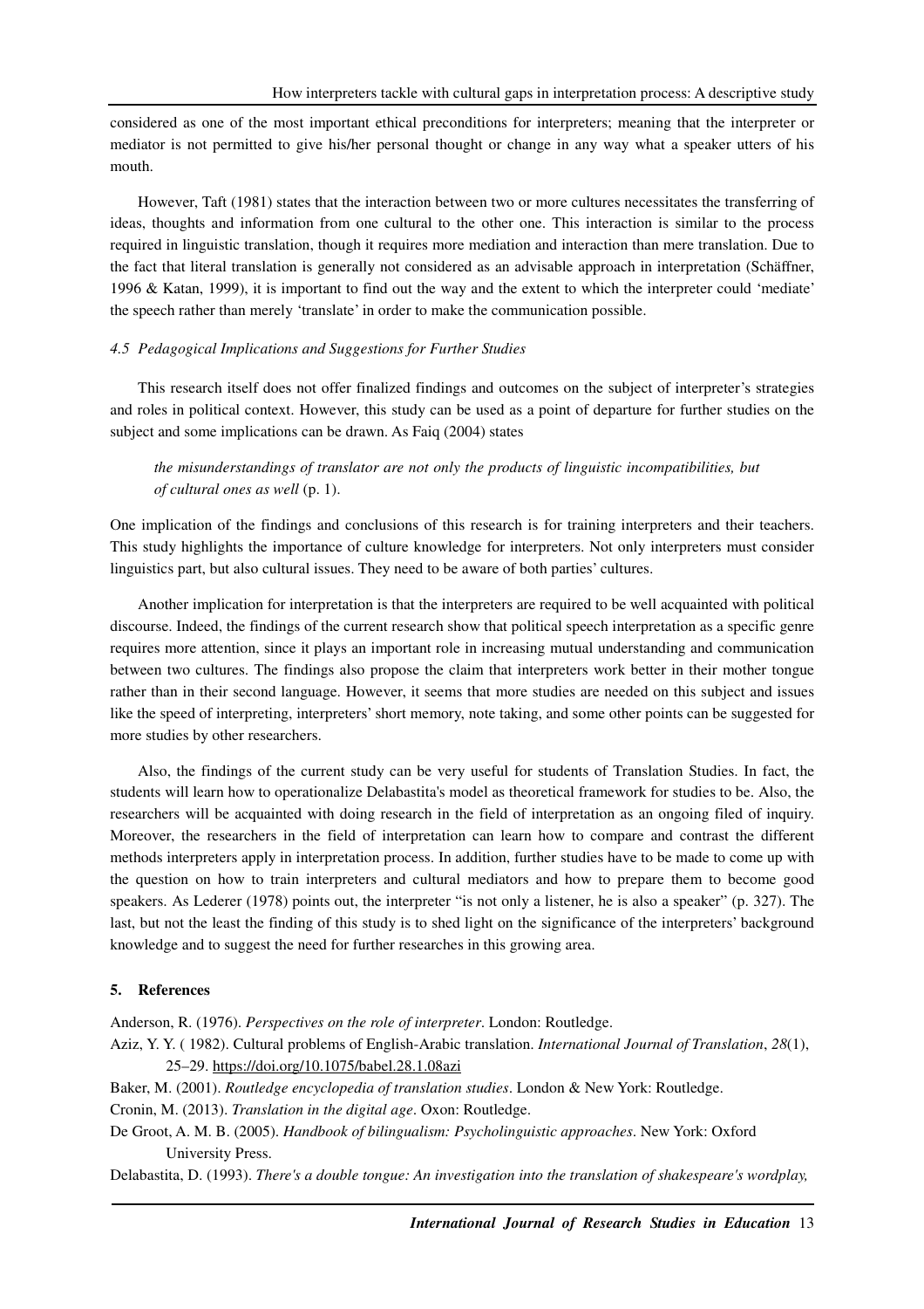considered as one of the most important ethical preconditions for interpreters; meaning that the interpreter or mediator is not permitted to give his/her personal thought or change in any way what a speaker utters of his mouth.

However, Taft (1981) states that the interaction between two or more cultures necessitates the transferring of ideas, thoughts and information from one cultural to the other one. This interaction is similar to the process required in linguistic translation, though it requires more mediation and interaction than mere translation. Due to the fact that literal translation is generally not considered as an advisable approach in interpretation (Schäffner, 1996 & Katan, 1999), it is important to find out the way and the extent to which the interpreter could 'mediate' the speech rather than merely 'translate' in order to make the communication possible.

### *4.5 Pedagogical Implications and Suggestions for Further Studies*

This research itself does not offer finalized findings and outcomes on the subject of interpreter's strategies and roles in political context. However, this study can be used as a point of departure for further studies on the subject and some implications can be drawn. As Faiq (2004) states

> *the misunderstandings of translator are not only the products of linguistic incompatibilities, but of cultural ones as well* (p. 1).

One implication of the findings and conclusions of this research is for training interpreters and their teachers. This study highlights the importance of culture knowledge for interpreters. Not only interpreters must consider linguistics part, but also cultural issues. They need to be aware of both parties' cultures.

Another implication for interpretation is that the interpreters are required to be well acquainted with political discourse. Indeed, the findings of the current research show that political speech interpretation as a specific genre requires more attention, since it plays an important role in increasing mutual understanding and communication between two cultures. The findings also propose the claim that interpreters work better in their mother tongue rather than in their second language. However, it seems that more studies are needed on this subject and issues like the speed of interpreting, interpreters' short memory, note taking, and some other points can be suggested for more studies by other researchers.

Also, the findings of the current study can be very useful for students of Translation Studies. In fact, the students will learn how to operationalize Delabastita's model as theoretical framework for studies to be. Also, the researchers will be acquainted with doing research in the field of interpretation as an ongoing filed of inquiry. Moreover, the researchers in the field of interpretation can learn how to compare and contrast the different methods interpreters apply in interpretation process. In addition, further studies have to be made to come up with the question on how to train interpreters and cultural mediators and how to prepare them to become good speakers. As Lederer (1978) points out, the interpreter "is not only a listener, he is also a speaker" (p. 327). The last, but not the least the finding of this study is to shed light on the significance of the interpreters' background knowledge and to suggest the need for further researches in this growing area.

## 5. References

Anderson, R. (1976). *Perspectives on the role of interpreter*. London: Routledge.

Aziz, Y. Y. ( 1982). Cultural problems of English-Arabic translation. *International Journal of Translation*, *28*(1), 25–29. https://doi.org/10.1075/babel.28.1.08azi

Baker, M. (2001). *Routledge encyclopedia of translation studies*. London & New York: Routledge.

Cronin, M. (2013). *Translation in the digital age*. Oxon: Routledge.

De Groot, A. M. B. (2005). *Handbook of bilingualism: Psycholinguistic approaches*. New York: Oxford University Press.

Delabastita, D. (1993). *There's a double tongue: An investigation into the translation of shakespeare's wordplay,*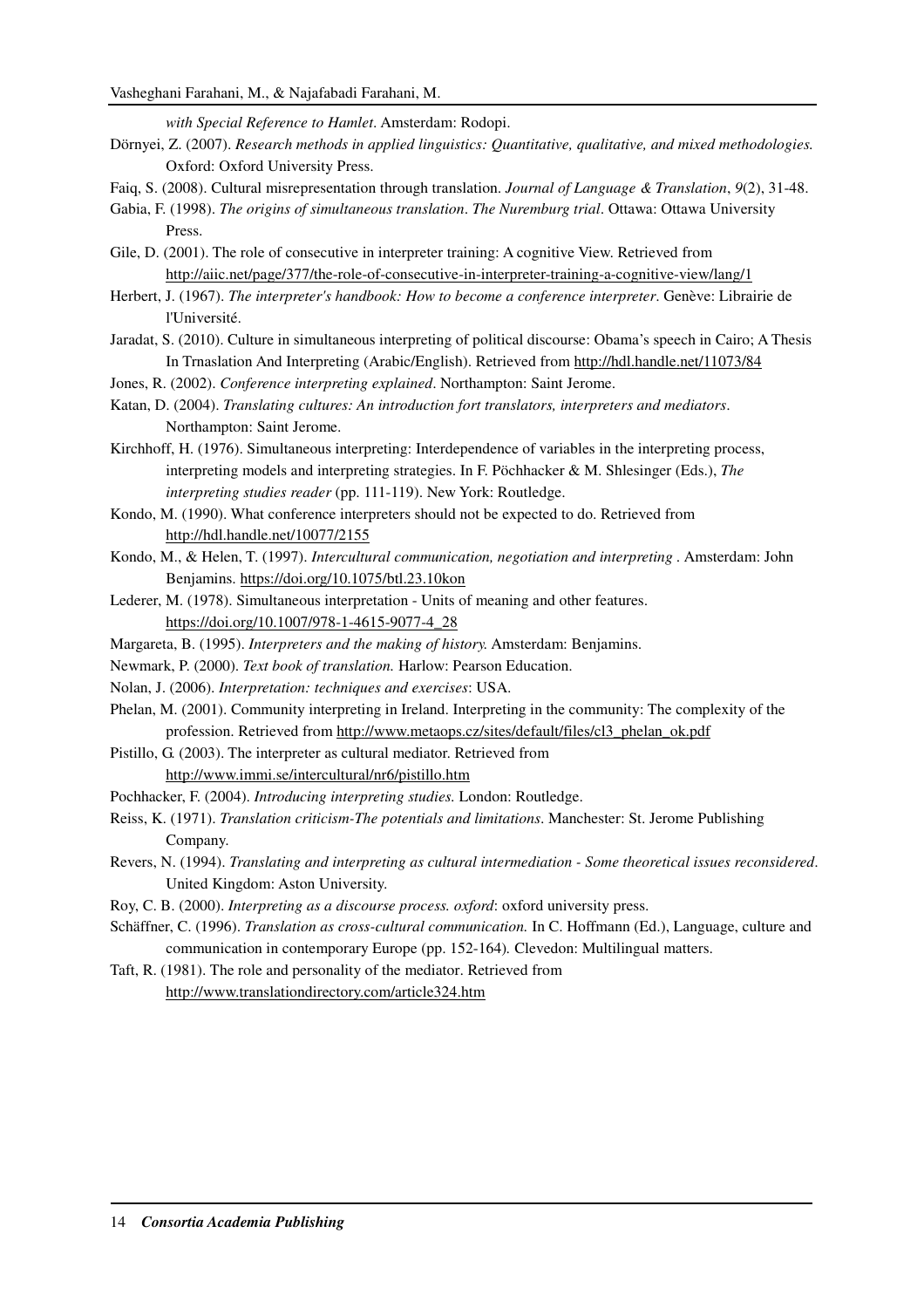*with Special Reference to Hamlet*. Amsterdam: Rodopi.

Dörnyei, Z. (2007). *Research methods in applied linguistics: Quantitative, qualitative, and mixed methodologies.* Oxford: Oxford University Press.

Faiq, S. (2008). Cultural misrepresentation through translation. *Journal of Language & Translation*, *9*(2), 31-48.

Gabia, F. (1998). *The origins of simultaneous translation*. *The Nuremburg trial*. Ottawa: Ottawa University Press.

Gile, D. (2001). The role of consecutive in interpreter training: A cognitive View. Retrieved from http://aiic.net/page/377/the-role-of-consecutive-in-interpreter-training-a-cognitive-view/lang/1

Herbert, J. (1967). *The interpreter's handbook: How to become a conference interpreter*. Genève: Librairie de l'Université.

Jaradat, S. (2010). Culture in simultaneous interpreting of political discourse: Obama's speech in Cairo; A Thesis In Trnaslation And Interpreting (Arabic/English). Retrieved from http://hdl.handle.net/11073/84

Jones, R. (2002). *Conference interpreting explained*. Northampton: Saint Jerome.

Katan, D. (2004). *Translating cultures: An introduction fort translators, interpreters and mediators*. Northampton: Saint Jerome.

Kirchhoff, H. (1976). Simultaneous interpreting: Interdependence of variables in the interpreting process, interpreting models and interpreting strategies. In F. Pöchhacker & M. Shlesinger (Eds.), *The interpreting studies reader* (pp. 111-119). New York: Routledge.

Kondo, M. (1990). What conference interpreters should not be expected to do. Retrieved from http://hdl.handle.net/10077/2155

Kondo, M., & Helen, T. (1997). *Intercultural communication, negotiation and interpreting* . Amsterdam: John Benjamins. https://doi.org/10.1075/btl.23.10kon

Lederer, M. (1978). Simultaneous interpretation - Units of meaning and other features. https://doi.org/10.1007/978-1-4615-9077-4_28

Margareta, B. (1995). *Interpreters and the making of history.* Amsterdam: Benjamins.

Newmark, P. (2000). *Text book of translation.* Harlow: Pearson Education.

Nolan, J. (2006). *Interpretation: techniques and exercises*: USA.

Phelan, M. (2001). Community interpreting in Ireland. Interpreting in the community: The complexity of the profession. Retrieved from http://www.metaops.cz/sites/default/files/cl3_phelan_ok.pdf

Pistillo, G. (2003). The interpreter as cultural mediator. Retrieved from http://www.immi.se/intercultural/nr6/pistillo.htm

Pochhacker, F. (2004). *Introducing interpreting studies.* London: Routledge.

Reiss, K. (1971). *Translation criticism-The potentials and limitations*. Manchester: St. Jerome Publishing Company.

Revers, N. (1994). *Translating and interpreting as cultural intermediation - Some theoretical issues reconsidered*. United Kingdom: Aston University.

Roy, C. B. (2000). *Interpreting as a discourse process. oxford*: oxford university press.

Schäffner, C. (1996). *Translation as cross-cultural communication.* In C. Hoffmann (Ed.), Language, culture and communication in contemporary Europe (pp. 152-164)*.* Clevedon: Multilingual matters.

Taft, R. (1981). The role and personality of the mediator. Retrieved from http://www.translationdirectory.com/article324.htm